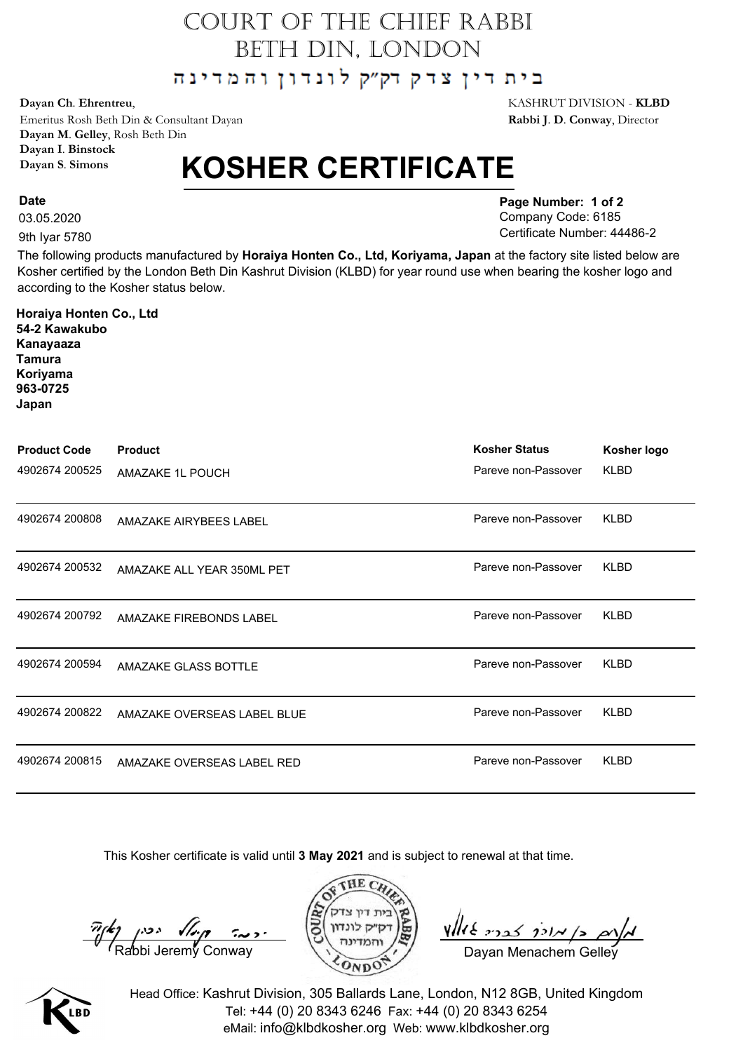# COURT OF THE CHIEF RABBI
# BETH DIN, LONDON

בית דין צדק דק"ק לונדון והמדינה

**Dayan Ch. Ehrentreu**, Emeritus Rosh Beth Din & Consultant Dayan
**Dayan M. Gelley**, Rosh Beth Din
**Dayan I. Binstock**
**Dayan S. Simons**

KASHRUT DIVISION - **KLBD**
**Rabbi J. D. Conway**, Director

# KOSHER CERTIFICATE

**Date**
03.05.2020
9th Iyar 5780

**Page Number: 1 of 2**
Company Code: 6185
Certificate Number: 44486-2

The following products manufactured by **Horaiya Honten Co., Ltd, Koriyama, Japan** at the factory site listed below are Kosher certified by the London Beth Din Kashrut Division (KLBD) for year round use when bearing the kosher logo and according to the Kosher status below.

**Horaiya Honten Co., Ltd**
**54-2 Kawakubo**
**Kanayaaza**
**Tamura**
**Koriyama**
**963-0725**
**Japan**

| Product Code | Product | Kosher Status | Kosher logo |
|---|---|---|---|
| 4902674 200525 | AMAZAKE 1L POUCH | Pareve non-Passover | KLBD |
| 4902674 200808 | AMAZAKE AIRYBEES LABEL | Pareve non-Passover | KLBD |
| 4902674 200532 | AMAZAKE ALL YEAR 350ML PET | Pareve non-Passover | KLBD |
| 4902674 200792 | AMAZAKE FIREBONDS LABEL | Pareve non-Passover | KLBD |
| 4902674 200594 | AMAZAKE GLASS BOTTLE | Pareve non-Passover | KLBD |
| 4902674 200822 | AMAZAKE OVERSEAS LABEL BLUE | Pareve non-Passover | KLBD |
| 4902674 200815 | AMAZAKE OVERSEAS LABEL RED | Pareve non-Passover | KLBD |

This Kosher certificate is valid until **3 May 2021** and is subject to renewal at that time.

Rabbi Jeremy Conway

Dayan Menachem Gelley

Head Office: Kashrut Division, 305 Ballards Lane, London, N12 8GB, United Kingdom
Tel: +44 (0) 20 8343 6246 Fax: +44 (0) 20 8343 6254
eMail: info@klbdkosher.org Web: www.klbdkosher.org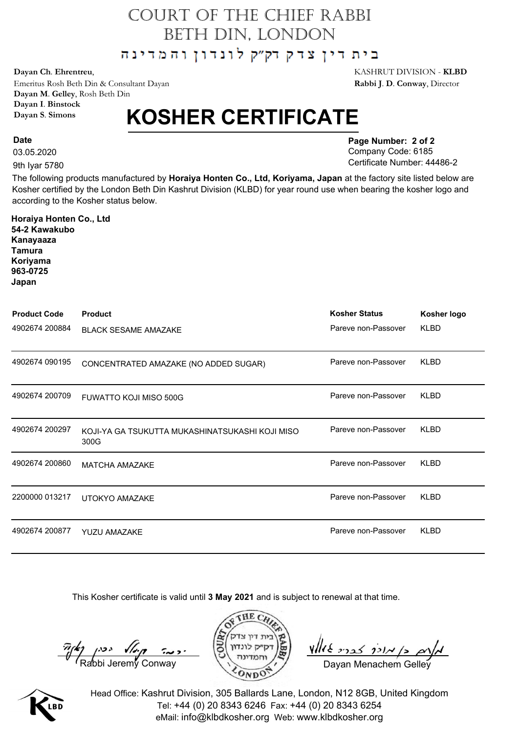# COURT OF THE CHIEF RABBI
# BETH DIN, LONDON

בית דין צדק דק"ק לונדון והמדינה

**Dayan Ch. Ehrentreu**,
Emeritus Rosh Beth Din & Consultant Dayan
**Dayan M. Gelley**, Rosh Beth Din
**Dayan I. Binstock**
**Dayan S. Simons**

KASHRUT DIVISION - **KLBD**
**Rabbi J. D. Conway**, Director

# KOSHER CERTIFICATE

**Date**
03.05.2020
9th Iyar 5780

**Page Number: 2 of 2**
Company Code: 6185
Certificate Number: 44486-2

The following products manufactured by **Horaiya Honten Co., Ltd, Koriyama, Japan** at the factory site listed below are Kosher certified by the London Beth Din Kashrut Division (KLBD) for year round use when bearing the kosher logo and according to the Kosher status below.

**Horaiya Honten Co., Ltd**
**54-2 Kawakubo**
**Kanayaaza**
**Tamura**
**Koriyama**
**963-0725**
**Japan**

| Product Code | Product | Kosher Status | Kosher logo |
|---|---|---|---|
| 4902674 200884 | BLACK SESAME AMAZAKE | Pareve non-Passover | KLBD |
| 4902674 090195 | CONCENTRATED AMAZAKE (NO ADDED SUGAR) | Pareve non-Passover | KLBD |
| 4902674 200709 | FUWATTO KOJI MISO 500G | Pareve non-Passover | KLBD |
| 4902674 200297 | KOJI-YA GA TSUKUTTA MUKASHINATSUKASHI KOJI MISO 300G | Pareve non-Passover | KLBD |
| 4902674 200860 | MATCHA AMAZAKE | Pareve non-Passover | KLBD |
| 2200000 013217 | UTOKYO AMAZAKE | Pareve non-Passover | KLBD |
| 4902674 200877 | YUZU AMAZAKE | Pareve non-Passover | KLBD |

This Kosher certificate is valid until **3 May 2021** and is subject to renewal at that time.

Rabbi Jeremy Conway

Dayan Menachem Gelley

Head Office: Kashrut Division, 305 Ballards Lane, London, N12 8GB, United Kingdom
Tel: +44 (0) 20 8343 6246 Fax: +44 (0) 20 8343 6254
eMail: info@klbdkosher.org Web: www.klbdkosher.org